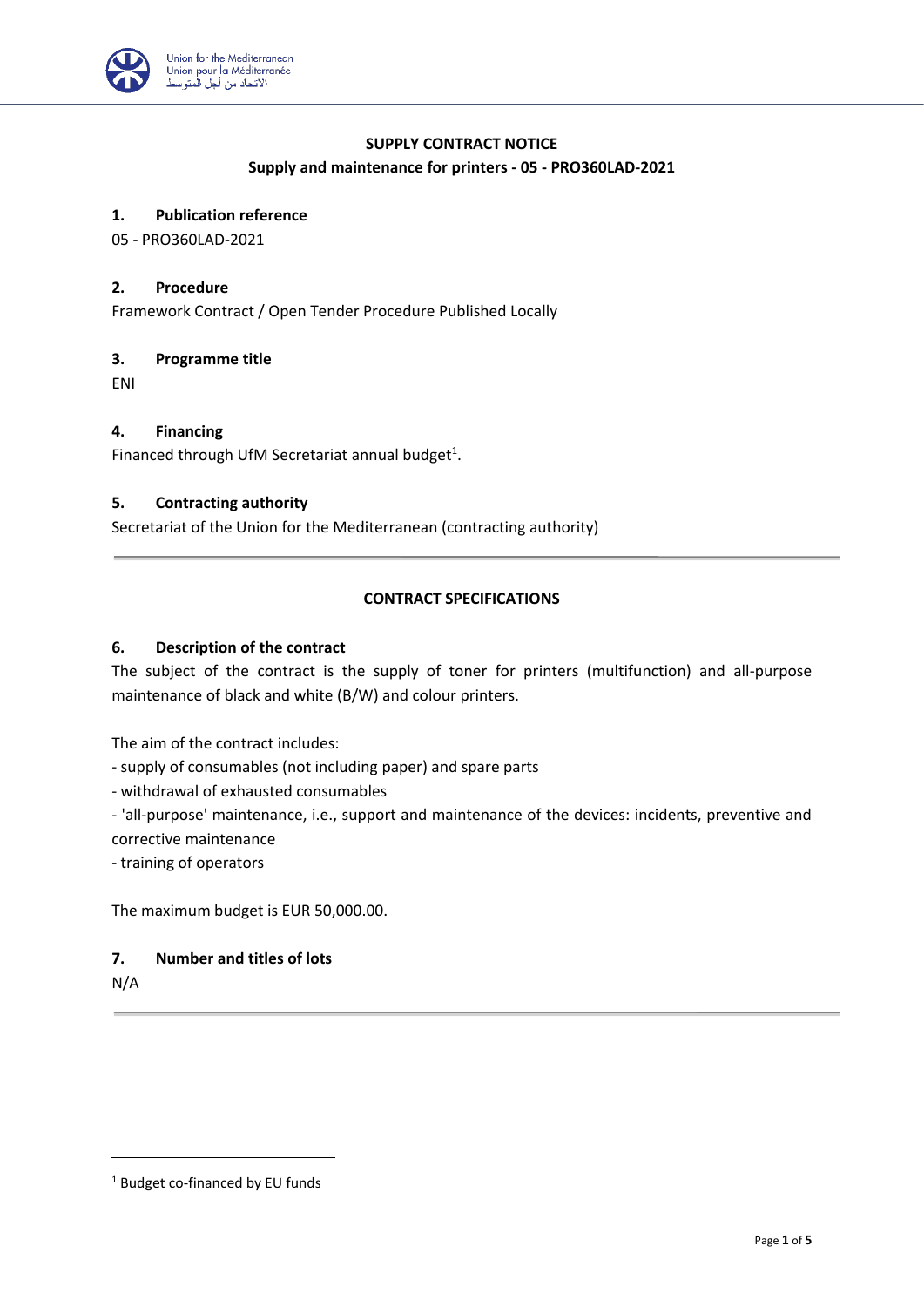## SUPPLY CONTRACT NOTICE

### Supply and maintenance for printers - 05 - PRO360LAD-2021

**1. Publication reference**

05 - PRO360LAD-2021

**2. Procedure**

Framework Contract / Open Tender Procedure Published Locally

**3. Programme title**

ENI

**4. Financing**

Financed through UfM Secretariat annual budget[1].

**5. Contracting authority**

Secretariat of the Union for the Mediterranean (contracting authority)

---

### CONTRACT SPECIFICATIONS

**6. Description of the contract**

The subject of the contract is the supply of toner for printers (multifunction) and all-purpose maintenance of black and white (B/W) and colour printers.

The aim of the contract includes:

- supply of consumables (not including paper) and spare parts
- withdrawal of exhausted consumables
- 'all-purpose' maintenance, i.e., support and maintenance of the devices: incidents, preventive and corrective maintenance
- training of operators

The maximum budget is EUR 50,000.00.

**7. Number and titles of lots**

N/A

---

[1] Budget co-financed by EU funds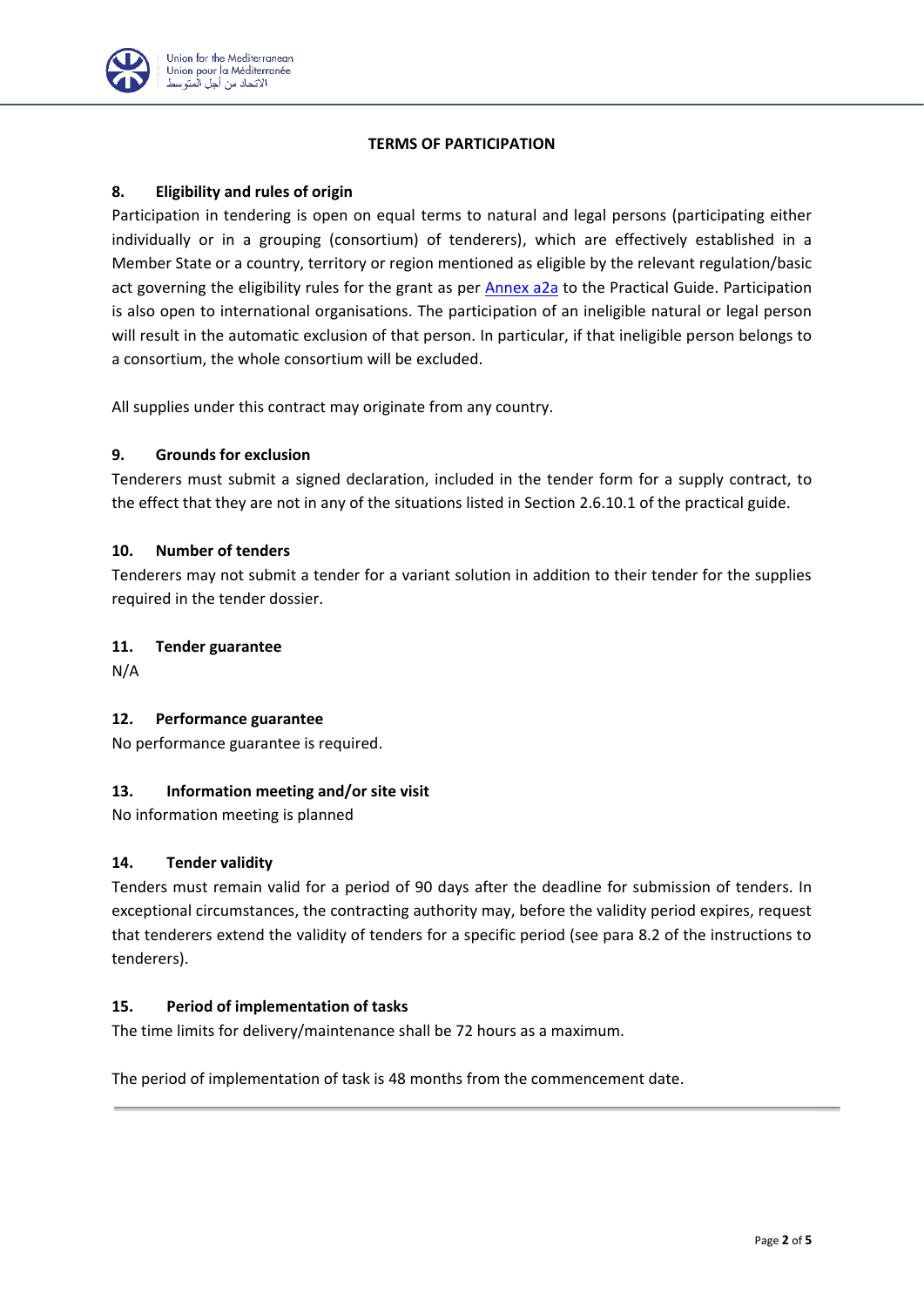## TERMS OF PARTICIPATION

### 8. Eligibility and rules of origin

Participation in tendering is open on equal terms to natural and legal persons (participating either individually or in a grouping (consortium) of tenderers), which are effectively established in a Member State or a country, territory or region mentioned as eligible by the relevant regulation/basic act governing the eligibility rules for the grant as per [Annex a2a] to the Practical Guide. Participation is also open to international organisations. The participation of an ineligible natural or legal person will result in the automatic exclusion of that person. In particular, if that ineligible person belongs to a consortium, the whole consortium will be excluded.

All supplies under this contract may originate from any country.

### 9. Grounds for exclusion

Tenderers must submit a signed declaration, included in the tender form for a supply contract, to the effect that they are not in any of the situations listed in Section 2.6.10.1 of the practical guide.

### 10. Number of tenders

Tenderers may not submit a tender for a variant solution in addition to their tender for the supplies required in the tender dossier.

### 11. Tender guarantee

N/A

### 12. Performance guarantee

No performance guarantee is required.

### 13. Information meeting and/or site visit

No information meeting is planned

### 14. Tender validity

Tenders must remain valid for a period of 90 days after the deadline for submission of tenders. In exceptional circumstances, the contracting authority may, before the validity period expires, request that tenderers extend the validity of tenders for a specific period (see para 8.2 of the instructions to tenderers).

### 15. Period of implementation of tasks

The time limits for delivery/maintenance shall be 72 hours as a maximum.

The period of implementation of task is 48 months from the commencement date.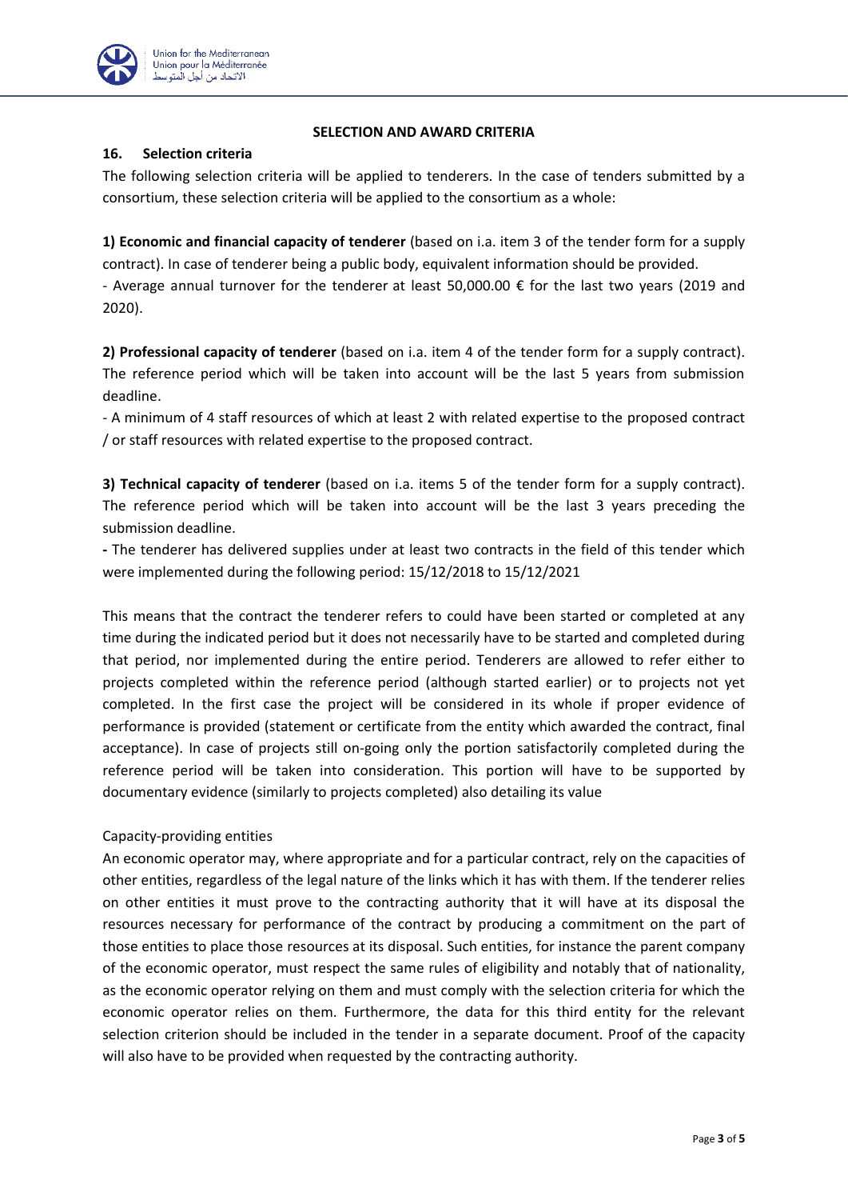## SELECTION AND AWARD CRITERIA

### 16. Selection criteria

The following selection criteria will be applied to tenderers. In the case of tenders submitted by a consortium, these selection criteria will be applied to the consortium as a whole:

**1) Economic and financial capacity of tenderer** (based on i.a. item 3 of the tender form for a supply contract). In case of tenderer being a public body, equivalent information should be provided.

- Average annual turnover for the tenderer at least 50,000.00 € for the last two years (2019 and 2020).

**2) Professional capacity of tenderer** (based on i.a. item 4 of the tender form for a supply contract). The reference period which will be taken into account will be the last 5 years from submission deadline.

- A minimum of 4 staff resources of which at least 2 with related expertise to the proposed contract / or staff resources with related expertise to the proposed contract.

**3) Technical capacity of tenderer** (based on i.a. items 5 of the tender form for a supply contract). The reference period which will be taken into account will be the last 3 years preceding the submission deadline.

**-** The tenderer has delivered supplies under at least two contracts in the field of this tender which were implemented during the following period: 15/12/2018 to 15/12/2021

This means that the contract the tenderer refers to could have been started or completed at any time during the indicated period but it does not necessarily have to be started and completed during that period, nor implemented during the entire period. Tenderers are allowed to refer either to projects completed within the reference period (although started earlier) or to projects not yet completed. In the first case the project will be considered in its whole if proper evidence of performance is provided (statement or certificate from the entity which awarded the contract, final acceptance). In case of projects still on-going only the portion satisfactorily completed during the reference period will be taken into consideration. This portion will have to be supported by documentary evidence (similarly to projects completed) also detailing its value

Capacity-providing entities

An economic operator may, where appropriate and for a particular contract, rely on the capacities of other entities, regardless of the legal nature of the links which it has with them. If the tenderer relies on other entities it must prove to the contracting authority that it will have at its disposal the resources necessary for performance of the contract by producing a commitment on the part of those entities to place those resources at its disposal. Such entities, for instance the parent company of the economic operator, must respect the same rules of eligibility and notably that of nationality, as the economic operator relying on them and must comply with the selection criteria for which the economic operator relies on them. Furthermore, the data for this third entity for the relevant selection criterion should be included in the tender in a separate document. Proof of the capacity will also have to be provided when requested by the contracting authority.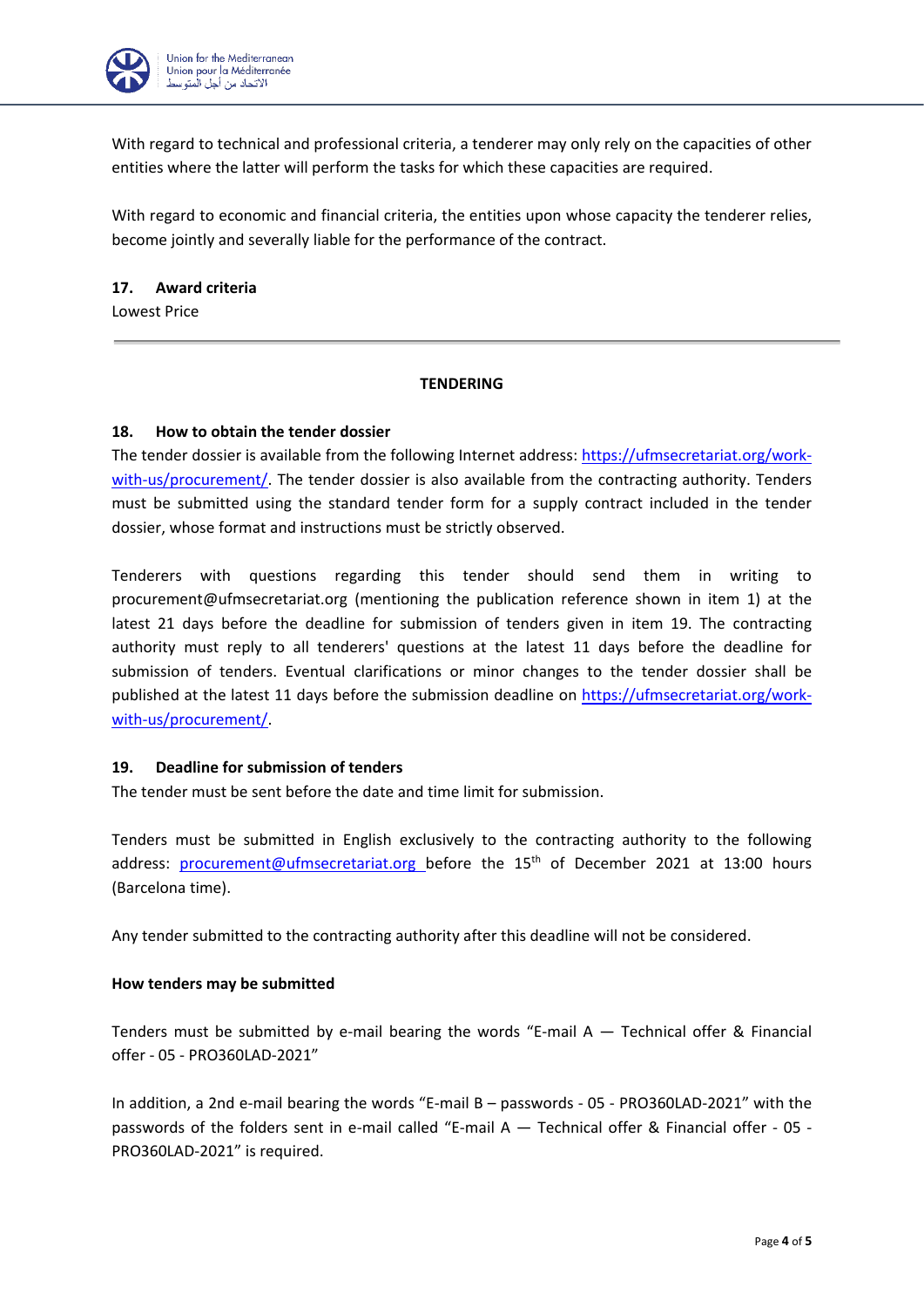With regard to technical and professional criteria, a tenderer may only rely on the capacities of other entities where the latter will perform the tasks for which these capacities are required.

With regard to economic and financial criteria, the entities upon whose capacity the tenderer relies, become jointly and severally liable for the performance of the contract.

**17. Award criteria**

Lowest Price

---

**TENDERING**

**18. How to obtain the tender dossier**

The tender dossier is available from the following Internet address: https://ufmsecretariat.org/work-with-us/procurement/. The tender dossier is also available from the contracting authority. Tenders must be submitted using the standard tender form for a supply contract included in the tender dossier, whose format and instructions must be strictly observed.

Tenderers with questions regarding this tender should send them in writing to procurement@ufmsecretariat.org (mentioning the publication reference shown in item 1) at the latest 21 days before the deadline for submission of tenders given in item 19. The contracting authority must reply to all tenderers' questions at the latest 11 days before the deadline for submission of tenders. Eventual clarifications or minor changes to the tender dossier shall be published at the latest 11 days before the submission deadline on https://ufmsecretariat.org/work-with-us/procurement/.

**19. Deadline for submission of tenders**

The tender must be sent before the date and time limit for submission.

Tenders must be submitted in English exclusively to the contracting authority to the following address: procurement@ufmsecretariat.org before the 15th of December 2021 at 13:00 hours (Barcelona time).

Any tender submitted to the contracting authority after this deadline will not be considered.

**How tenders may be submitted**

Tenders must be submitted by e-mail bearing the words "E-mail A — Technical offer & Financial offer - 05 - PRO360LAD-2021"

In addition, a 2nd e-mail bearing the words "E-mail B – passwords - 05 - PRO360LAD-2021" with the passwords of the folders sent in e-mail called "E-mail A — Technical offer & Financial offer - 05 - PRO360LAD-2021" is required.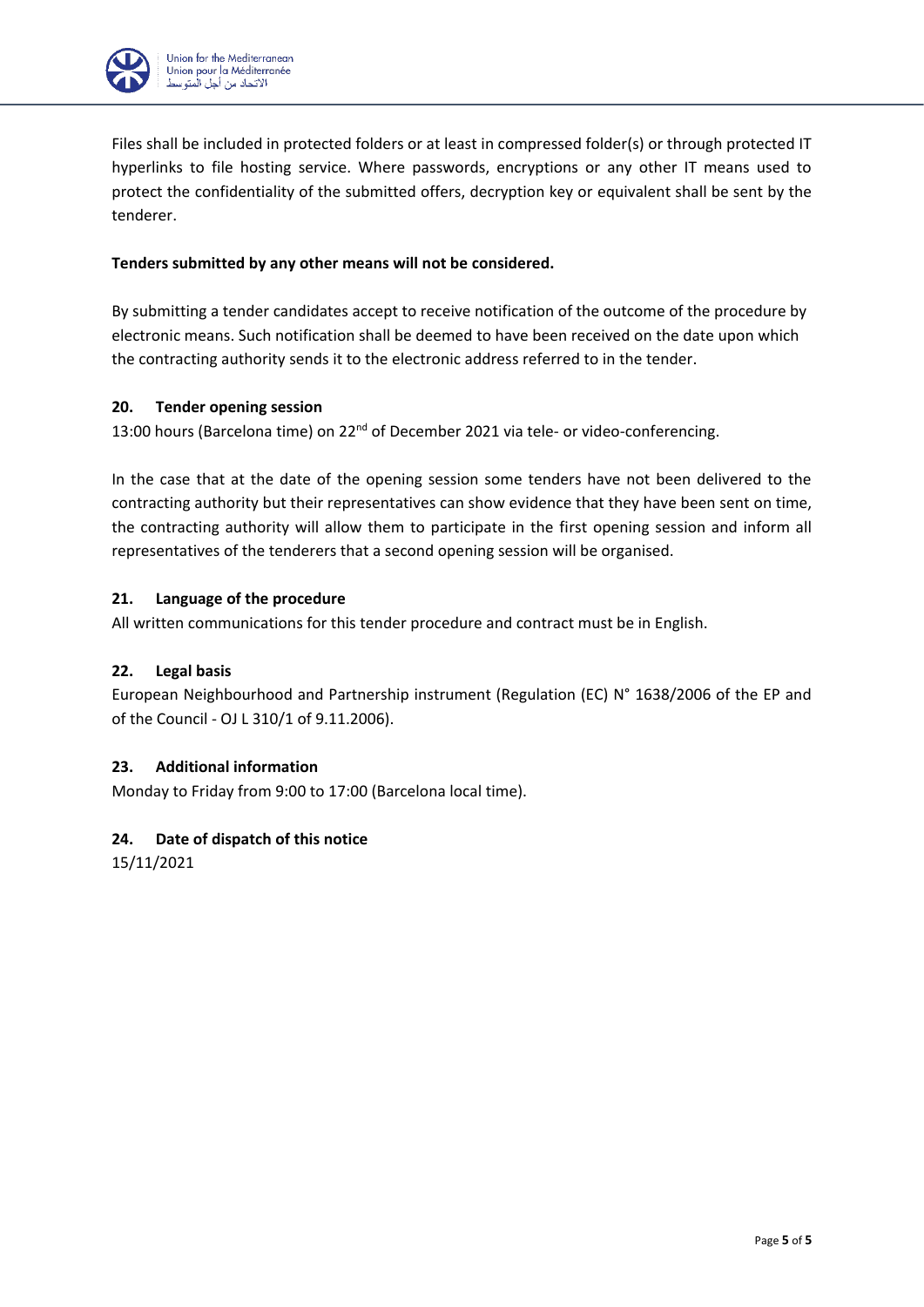Files shall be included in protected folders or at least in compressed folder(s) or through protected IT hyperlinks to file hosting service. Where passwords, encryptions or any other IT means used to protect the confidentiality of the submitted offers, decryption key or equivalent shall be sent by the tenderer.

**Tenders submitted by any other means will not be considered.**

By submitting a tender candidates accept to receive notification of the outcome of the procedure by electronic means. Such notification shall be deemed to have been received on the date upon which the contracting authority sends it to the electronic address referred to in the tender.

## 20. Tender opening session

13:00 hours (Barcelona time) on 22nd of December 2021 via tele- or video-conferencing.

In the case that at the date of the opening session some tenders have not been delivered to the contracting authority but their representatives can show evidence that they have been sent on time, the contracting authority will allow them to participate in the first opening session and inform all representatives of the tenderers that a second opening session will be organised.

## 21. Language of the procedure

All written communications for this tender procedure and contract must be in English.

## 22. Legal basis

European Neighbourhood and Partnership instrument (Regulation (EC) N° 1638/2006 of the EP and of the Council - OJ L 310/1 of 9.11.2006).

## 23. Additional information

Monday to Friday from 9:00 to 17:00 (Barcelona local time).

## 24. Date of dispatch of this notice

15/11/2021